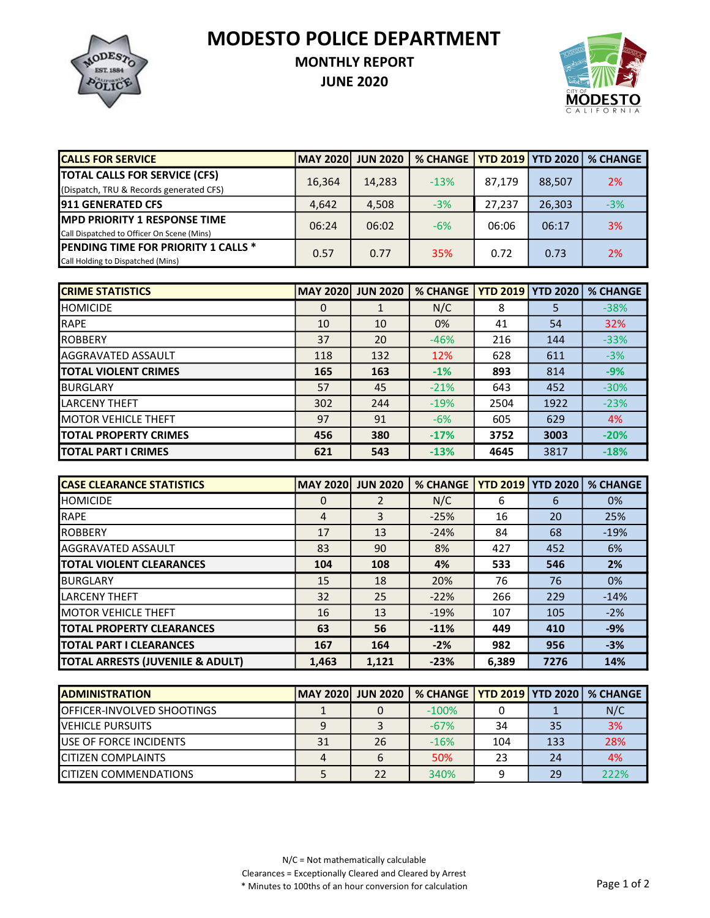# MODESTO POLICE DEPARTMENT

## MONTHLY REPORT

## JUNE 2020

| CALLS FOR SERVICE | MAY 2020 | JUN 2020 | % CHANGE | YTD 2019 | YTD 2020 | % CHANGE |
|---|---|---|---|---|---|---|
| **TOTAL CALLS FOR SERVICE (CFS)** (Dispatch, TRU & Records generated CFS) | 16,364 | 14,283 | -13% | 87,179 | 88,507 | 2% |
| **911 GENERATED CFS** | 4,642 | 4,508 | -3% | 27,237 | 26,303 | -3% |
| **MPD PRIORITY 1 RESPONSE TIME** Call Dispatched to Officer On Scene (Mins) | 06:24 | 06:02 | -6% | 06:06 | 06:17 | 3% |
| **PENDING TIME FOR PRIORITY 1 CALLS** * Call Holding to Dispatched (Mins) | 0.57 | 0.77 | 35% | 0.72 | 0.73 | 2% |

| CRIME STATISTICS | MAY 2020 | JUN 2020 | % CHANGE | YTD 2019 | YTD 2020 | % CHANGE |
|---|---|---|---|---|---|---|
| HOMICIDE | 0 | 1 | N/C | 8 | 5 | -38% |
| RAPE | 10 | 10 | 0% | 41 | 54 | 32% |
| ROBBERY | 37 | 20 | -46% | 216 | 144 | -33% |
| AGGRAVATED ASSAULT | 118 | 132 | 12% | 628 | 611 | -3% |
| **TOTAL VIOLENT CRIMES** | **165** | **163** | **-1%** | **893** | **814** | **-9%** |
| BURGLARY | 57 | 45 | -21% | 643 | 452 | -30% |
| LARCENY THEFT | 302 | 244 | -19% | 2504 | 1922 | -23% |
| MOTOR VEHICLE THEFT | 97 | 91 | -6% | 605 | 629 | 4% |
| **TOTAL PROPERTY CRIMES** | **456** | **380** | **-17%** | **3752** | **3003** | **-20%** |
| **TOTAL PART I CRIMES** | **621** | **543** | **-13%** | **4645** | 3817 | **-18%** |

| CASE CLEARANCE STATISTICS | MAY 2020 | JUN 2020 | % CHANGE | YTD 2019 | YTD 2020 | % CHANGE |
|---|---|---|---|---|---|---|
| HOMICIDE | 0 | 2 | N/C | 6 | 6 | 0% |
| RAPE | 4 | 3 | -25% | 16 | 20 | 25% |
| ROBBERY | 17 | 13 | -24% | 84 | 68 | -19% |
| AGGRAVATED ASSAULT | 83 | 90 | 8% | 427 | 452 | 6% |
| **TOTAL VIOLENT CLEARANCES** | **104** | **108** | **4%** | **533** | **546** | **2%** |
| BURGLARY | 15 | 18 | 20% | 76 | 76 | 0% |
| LARCENY THEFT | 32 | 25 | -22% | 266 | 229 | -14% |
| MOTOR VEHICLE THEFT | 16 | 13 | -19% | 107 | 105 | -2% |
| **TOTAL PROPERTY CLEARANCES** | **63** | **56** | **-11%** | **449** | **410** | **-9%** |
| **TOTAL PART I CLEARANCES** | **167** | **164** | **-2%** | **982** | **956** | **-3%** |
| **TOTAL ARRESTS (JUVENILE & ADULT)** | **1,463** | **1,121** | **-23%** | **6,389** | **7276** | **14%** |

| ADMINISTRATION | MAY 2020 | JUN 2020 | % CHANGE | YTD 2019 | YTD 2020 | % CHANGE |
|---|---|---|---|---|---|---|
| OFFICER-INVOLVED SHOOTINGS | 1 | 0 | -100% | 0 | 1 | N/C |
| VEHICLE PURSUITS | 9 | 3 | -67% | 34 | 35 | 3% |
| USE OF FORCE INCIDENTS | 31 | 26 | -16% | 104 | 133 | 28% |
| CITIZEN COMPLAINTS | 4 | 6 | 50% | 23 | 24 | 4% |
| CITIZEN COMMENDATIONS | 5 | 22 | 340% | 9 | 29 | 222% |

N/C = Not mathematically calculable

Clearances = Exceptionally Cleared and Cleared by Arrest

* Minutes to 100ths of an hour conversion for calculation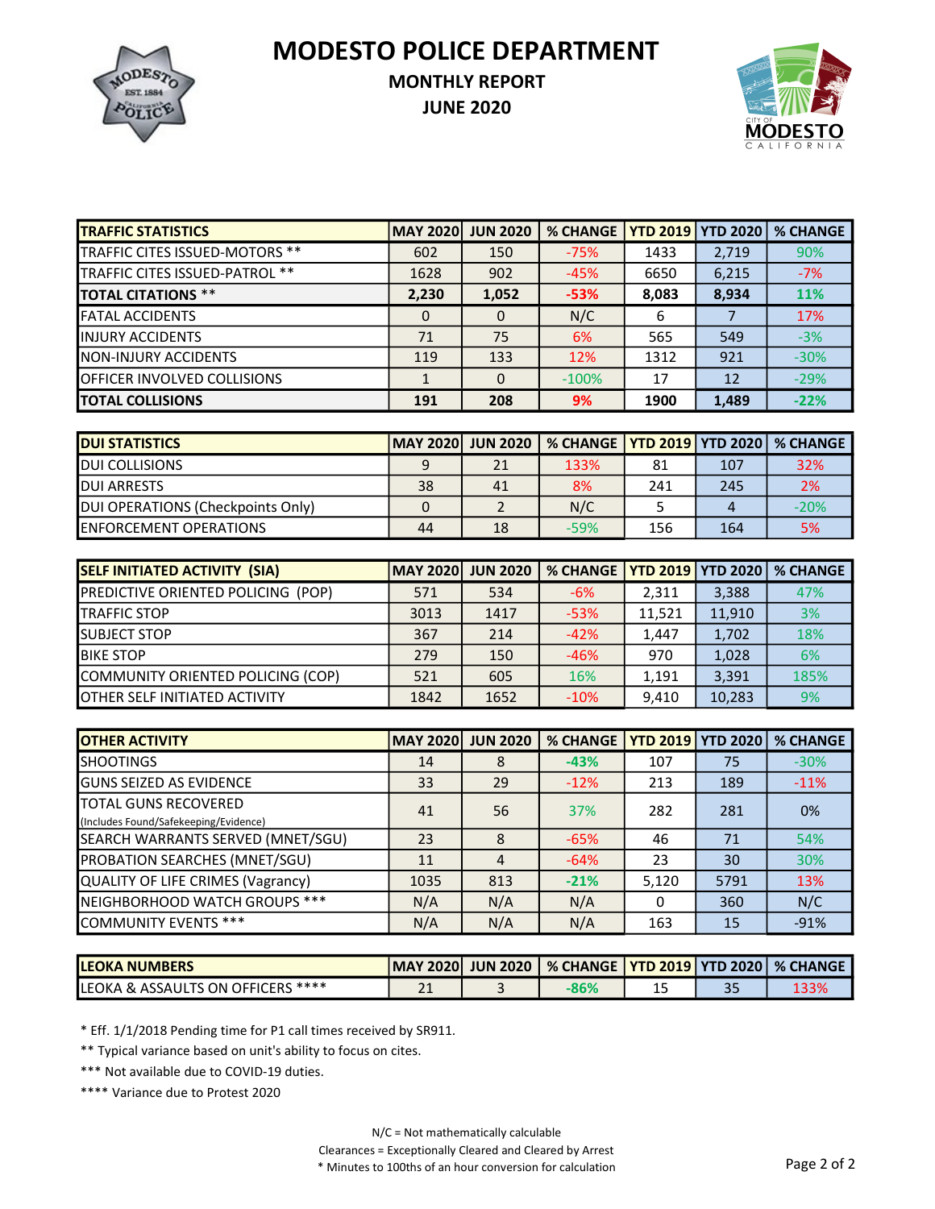# MODESTO POLICE DEPARTMENT

## MONTHLY REPORT

## JUNE 2020

| TRAFFIC STATISTICS | MAY 2020 | JUN 2020 | % CHANGE | YTD 2019 | YTD 2020 | % CHANGE |
|---|---|---|---|---|---|---|
| TRAFFIC CITES ISSUED-MOTORS ** | 602 | 150 | -75% | 1433 | 2,719 | 90% |
| TRAFFIC CITES ISSUED-PATROL ** | 1628 | 902 | -45% | 6650 | 6,215 | -7% |
| **TOTAL CITATIONS** ** | **2,230** | **1,052** | **-53%** | **8,083** | **8,934** | **11%** |
| FATAL ACCIDENTS | 0 | 0 | N/C | 6 | 7 | 17% |
| INJURY ACCIDENTS | 71 | 75 | 6% | 565 | 549 | -3% |
| NON-INJURY ACCIDENTS | 119 | 133 | 12% | 1312 | 921 | -30% |
| OFFICER INVOLVED COLLISIONS | 1 | 0 | -100% | 17 | 12 | -29% |
| **TOTAL COLLISIONS** | **191** | **208** | **9%** | **1900** | **1,489** | **-22%** |

| DUI STATISTICS | MAY 2020 | JUN 2020 | % CHANGE | YTD 2019 | YTD 2020 | % CHANGE |
|---|---|---|---|---|---|---|
| DUI COLLISIONS | 9 | 21 | 133% | 81 | 107 | 32% |
| DUI ARRESTS | 38 | 41 | 8% | 241 | 245 | 2% |
| DUI OPERATIONS (Checkpoints Only) | 0 | 2 | N/C | 5 | 4 | -20% |
| ENFORCEMENT OPERATIONS | 44 | 18 | -59% | 156 | 164 | 5% |

| SELF INITIATED ACTIVITY (SIA) | MAY 2020 | JUN 2020 | % CHANGE | YTD 2019 | YTD 2020 | % CHANGE |
|---|---|---|---|---|---|---|
| PREDICTIVE ORIENTED POLICING (POP) | 571 | 534 | -6% | 2,311 | 3,388 | 47% |
| TRAFFIC STOP | 3013 | 1417 | -53% | 11,521 | 11,910 | 3% |
| SUBJECT STOP | 367 | 214 | -42% | 1,447 | 1,702 | 18% |
| BIKE STOP | 279 | 150 | -46% | 970 | 1,028 | 6% |
| COMMUNITY ORIENTED POLICING (COP) | 521 | 605 | 16% | 1,191 | 3,391 | 185% |
| OTHER SELF INITIATED ACTIVITY | 1842 | 1652 | -10% | 9,410 | 10,283 | 9% |

| OTHER ACTIVITY | MAY 2020 | JUN 2020 | % CHANGE | YTD 2019 | YTD 2020 | % CHANGE |
|---|---|---|---|---|---|---|
| SHOOTINGS | 14 | 8 | **-43%** | 107 | 75 | -30% |
| GUNS SEIZED AS EVIDENCE | 33 | 29 | -12% | 213 | 189 | -11% |
| TOTAL GUNS RECOVERED (Includes Found/Safekeeping/Evidence) | 41 | 56 | 37% | 282 | 281 | 0% |
| SEARCH WARRANTS SERVED (MNET/SGU) | 23 | 8 | -65% | 46 | 71 | 54% |
| PROBATION SEARCHES (MNET/SGU) | 11 | 4 | -64% | 23 | 30 | 30% |
| QUALITY OF LIFE CRIMES (Vagrancy) | 1035 | 813 | **-21%** | 5,120 | 5791 | 13% |
| NEIGHBORHOOD WATCH GROUPS *** | N/A | N/A | N/A | 0 | 360 | N/C |
| COMMUNITY EVENTS *** | N/A | N/A | N/A | 163 | 15 | -91% |

| LEOKA NUMBERS | MAY 2020 | JUN 2020 | % CHANGE | YTD 2019 | YTD 2020 | % CHANGE |
|---|---|---|---|---|---|---|
| LEOKA & ASSAULTS ON OFFICERS **** | 21 | 3 | **-86%** | 15 | 35 | 133% |

* Eff. 1/1/2018 Pending time for P1 call times received by SR911.

** Typical variance based on unit's ability to focus on cites.

*** Not available due to COVID-19 duties.

**** Variance due to Protest 2020

N/C = Not mathematically calculable

Clearances = Exceptionally Cleared and Cleared by Arrest

* Minutes to 100ths of an hour conversion for calculation